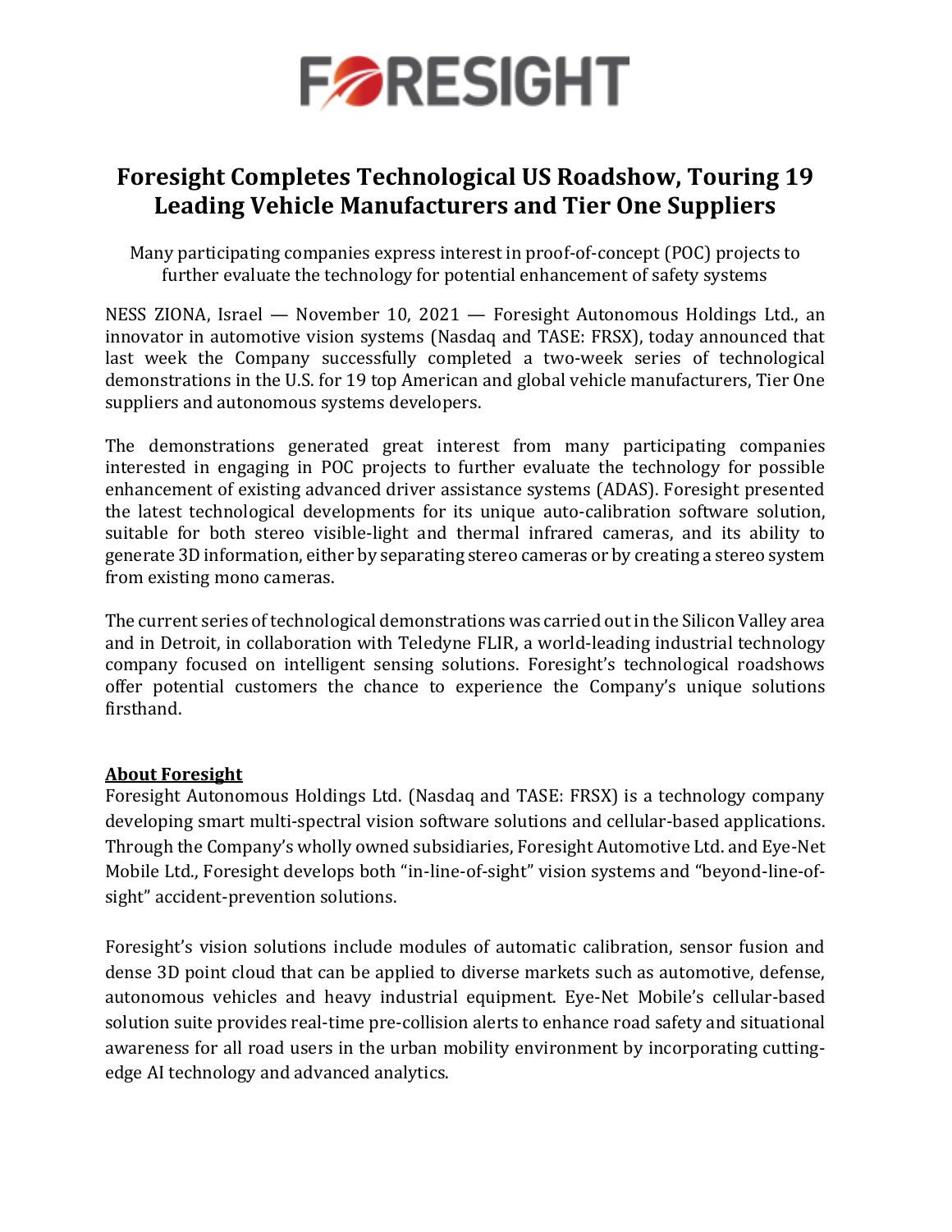# Foresight Completes Technological US Roadshow, Touring 19 Leading Vehicle Manufacturers and Tier One Suppliers

Many participating companies express interest in proof-of-concept (POC) projects to further evaluate the technology for potential enhancement of safety systems

NESS ZIONA, Israel — November 10, 2021 — Foresight Autonomous Holdings Ltd., an innovator in automotive vision systems (Nasdaq and TASE: FRSX), today announced that last week the Company successfully completed a two-week series of technological demonstrations in the U.S. for 19 top American and global vehicle manufacturers, Tier One suppliers and autonomous systems developers.

The demonstrations generated great interest from many participating companies interested in engaging in POC projects to further evaluate the technology for possible enhancement of existing advanced driver assistance systems (ADAS). Foresight presented the latest technological developments for its unique auto-calibration software solution, suitable for both stereo visible-light and thermal infrared cameras, and its ability to generate 3D information, either by separating stereo cameras or by creating a stereo system from existing mono cameras.

The current series of technological demonstrations was carried out in the Silicon Valley area and in Detroit, in collaboration with Teledyne FLIR, a world-leading industrial technology company focused on intelligent sensing solutions. Foresight's technological roadshows offer potential customers the chance to experience the Company's unique solutions firsthand.

## About Foresight

Foresight Autonomous Holdings Ltd. (Nasdaq and TASE: FRSX) is a technology company developing smart multi-spectral vision software solutions and cellular-based applications. Through the Company's wholly owned subsidiaries, Foresight Automotive Ltd. and Eye-Net Mobile Ltd., Foresight develops both "in-line-of-sight" vision systems and "beyond-line-of-sight" accident-prevention solutions.

Foresight's vision solutions include modules of automatic calibration, sensor fusion and dense 3D point cloud that can be applied to diverse markets such as automotive, defense, autonomous vehicles and heavy industrial equipment. Eye-Net Mobile's cellular-based solution suite provides real-time pre-collision alerts to enhance road safety and situational awareness for all road users in the urban mobility environment by incorporating cutting-edge AI technology and advanced analytics.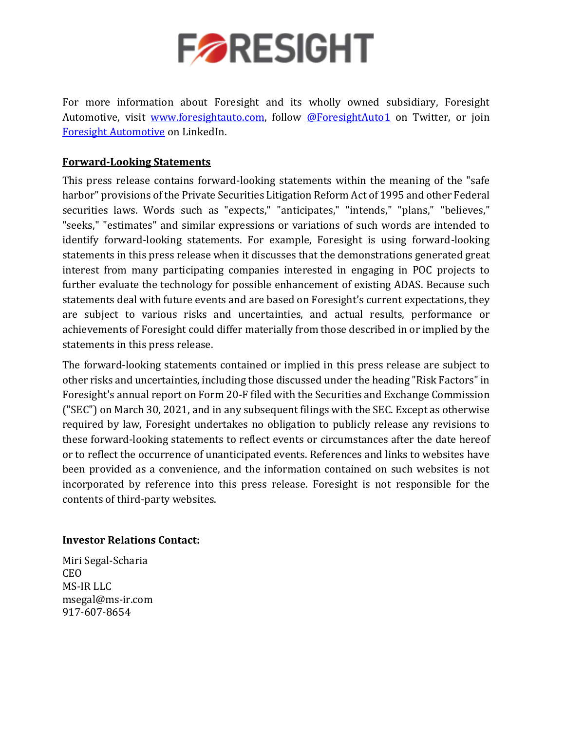For more information about Foresight and its wholly owned subsidiary, Foresight Automotive, visit [www.foresightauto.com](http://www.foresightauto.com), follow [@ForesightAuto1](https://twitter.com/ForesightAuto1) on Twitter, or join [Foresight Automotive](https://www.linkedin.com/company/foresight-automotive) on LinkedIn.

**Forward-Looking Statements**

This press release contains forward-looking statements within the meaning of the "safe harbor" provisions of the Private Securities Litigation Reform Act of 1995 and other Federal securities laws. Words such as "expects," "anticipates," "intends," "plans," "believes," "seeks," "estimates" and similar expressions or variations of such words are intended to identify forward-looking statements. For example, Foresight is using forward-looking statements in this press release when it discusses that the demonstrations generated great interest from many participating companies interested in engaging in POC projects to further evaluate the technology for possible enhancement of existing ADAS. Because such statements deal with future events and are based on Foresight's current expectations, they are subject to various risks and uncertainties, and actual results, performance or achievements of Foresight could differ materially from those described in or implied by the statements in this press release.

The forward-looking statements contained or implied in this press release are subject to other risks and uncertainties, including those discussed under the heading "Risk Factors" in Foresight's annual report on Form 20-F filed with the Securities and Exchange Commission ("SEC") on March 30, 2021, and in any subsequent filings with the SEC. Except as otherwise required by law, Foresight undertakes no obligation to publicly release any revisions to these forward-looking statements to reflect events or circumstances after the date hereof or to reflect the occurrence of unanticipated events. References and links to websites have been provided as a convenience, and the information contained on such websites is not incorporated by reference into this press release. Foresight is not responsible for the contents of third-party websites.

**Investor Relations Contact:**

Miri Segal-Scharia
CEO
MS-IR LLC
msegal@ms-ir.com
917-607-8654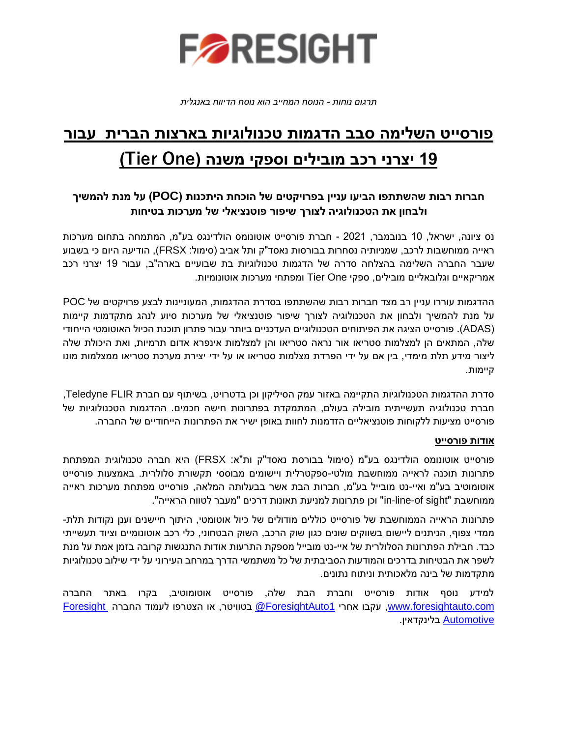# FORESIGHT

*תרגום נוחות - הנוסח המחייב הוא נוסח הדיווח באנגלית*

# פורסייט השלימה סבב הדגמות טכנולוגיות בארצות הברית עבור 19 יצרני רכב מובילים וספקי משנה (Tier One)

**חברות רבות שהשתתפו הביעו עניין בפרויקטים של הוכחת היתכנות (POC) על מנת להמשיך ולבחון את הטכנולוגיה לצורך שיפור פוטנציאלי של מערכות בטיחות**

נס ציונה, ישראל, 10 בנובמבר, 2021 - חברת פורסייט אוטונומס הולדינגס בע"מ, המתמחה בתחום מערכות ראייה ממוחשבות לרכב, שמניותיה נסחרות בבורסות נאסד"ק ותל אביב (סימול: FRSX), הודיעה היום כי בשבוע שעבר החברה השלימה בהצלחה סדרה של הדגמות טכנולוגיות בת שבועיים בארה"ב, עבור 19 יצרני רכב אמריקאיים וגלובאליים מובילים, ספקי Tier One ומפתחי מערכות אוטונומיות.

ההדגמות עוררו עניין רב מצד חברות רבות שהשתתפו בסדרת ההדגמות, המעוניינות לבצע פרויקטים של POC על מנת להמשיך ולבחון את הטכנולוגיה לצורך שיפור פוטנציאלי של מערכות סיוע לנהג מתקדמות קיימות (ADAS). פורסייט הציגה את הפיתוחים הטכנולוגיים העדכניים ביותר עבור פתרון תוכנת הכיול האוטומטי הייחודי שלה, המתאים הן למצלמות סטריאו אור נראה סטריאו והן למצלמות אינפרא אדום תרמיות, ואת היכולת שלה ליצור מידע תלת מימדי, בין אם על ידי הפרדת מצלמות סטריאו או על ידי יצירת מערכת סטריאו ממצלמות מונו קיימות.

סדרת ההדגמות הטכנולוגיות התקיימה באזור עמק הסיליקון וכן בדטרויט, בשיתוף עם חברת Teledyne FLIR, חברת טכנולוגיה תעשייתית מובילה בעולם, המתמקדת בפתרונות חישה חכמים. ההדגמות הטכנולוגיות של פורסייט מציעות ללקוחות פוטנציאליים הזדמנות לחוות באופן ישיר את הפתרונות הייחודיים של החברה.

**אודות פורסייט**

פורסייט אוטונומס הולדינגס בע"מ (סימול בבורסת נאסד"ק ות"א: FRSX) היא חברה טכנולוגית המפתחת פתרונות תוכנה לראייה ממוחשבת מולטי-ספקטרלית ויישומים מבוססי תקשורת סלולרית. באמצעות פורסייט אוטומוטיב בע"מ ואיי-נט מובייל בע"מ, חברות הבת אשר בבעלותה המלאה, פורסייט מפתחת מערכות ראייה ממוחשבת "in-line-of sight" וכן פתרונות למניעת תאונות דרכים "מעבר לטווח הראייה".

פתרונות הראייה הממוחשבת של פורסייט כוללים מודולים של כיול אוטומטי, היתוך חיישנים וענן נקודות תלת-ממדי צפוף, הניתנים ליישום בשווקים שונים כגון שוק הרכב, השוק הבטחוני, כלי רכב אוטונומיים וציוד תעשייתי כבד. חבילת הפתרונות הסלולרית של איי-נט מובייל מספקת התרעות אודות התנגשות קרובה בזמן אמת על מנת לשפר את הבטיחות בדרכים והמודעות הסביבתית של כל משתמשי הדרך במרחב העירוני על ידי שילוב טכנולוגיות מתקדמות של בינה מלאכותית וניתוח נתונים.

למידע נוסף אודות פורסייט וחברת הבת שלה, פורסייט אוטומוטיב, בקרו באתר החברה www.foresightauto.com, עקבו אחרי @ForesightAuto1 בטוויטר, או הצטרפו לעמוד החברה Foresight Automotive בלינקדאין.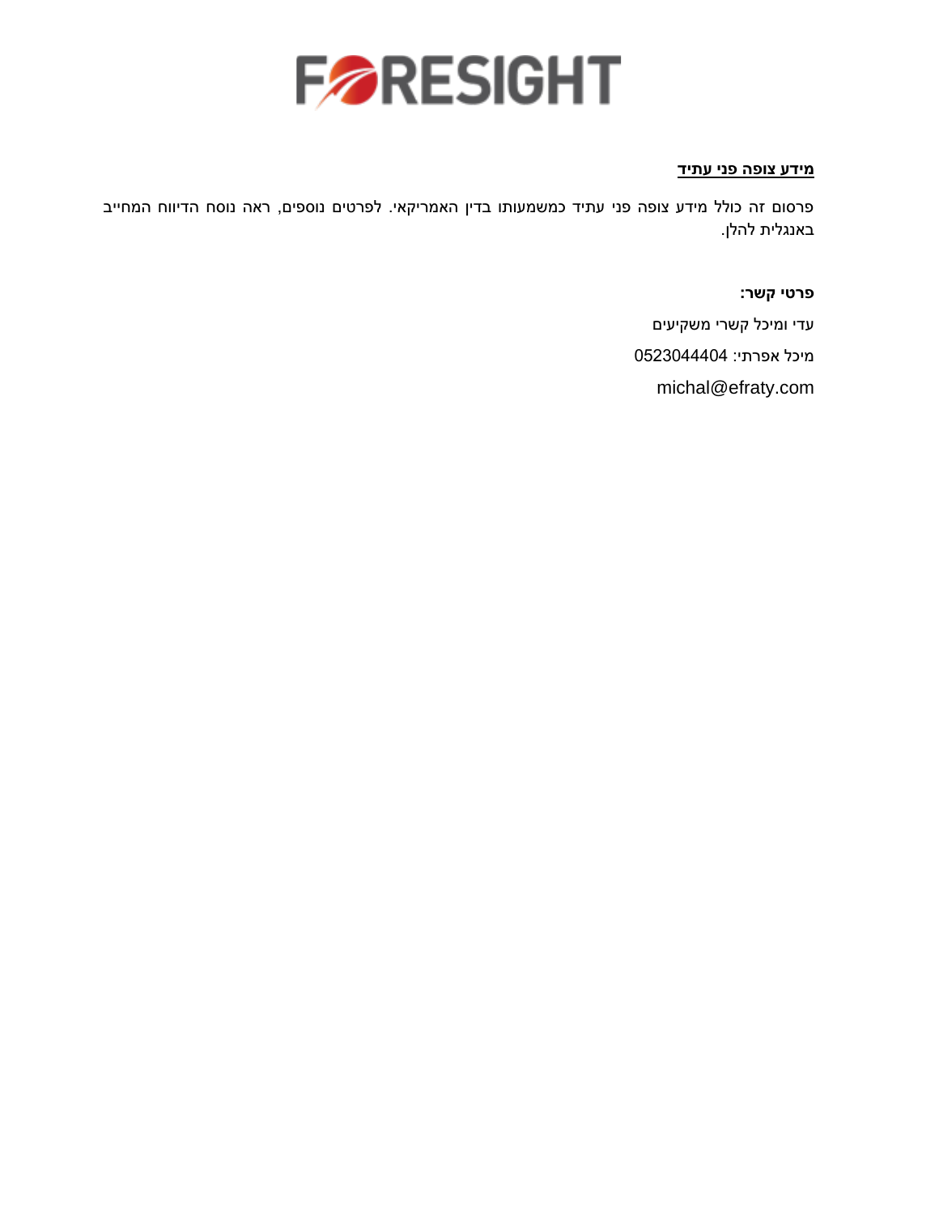FORESIGHT

**<u>מידע צופה פני עתיד</u>**

פרסום זה כולל מידע צופה פני עתיד כמשמעותו בדין האמריקאי. לפרטים נוספים, ראה נוסח הדיווח המחייב באנגלית להלן.

**פרטי קשר:**

עדי ומיכל קשרי משקיעים

מיכל אפרתי: 0523044404

michal@efraty.com